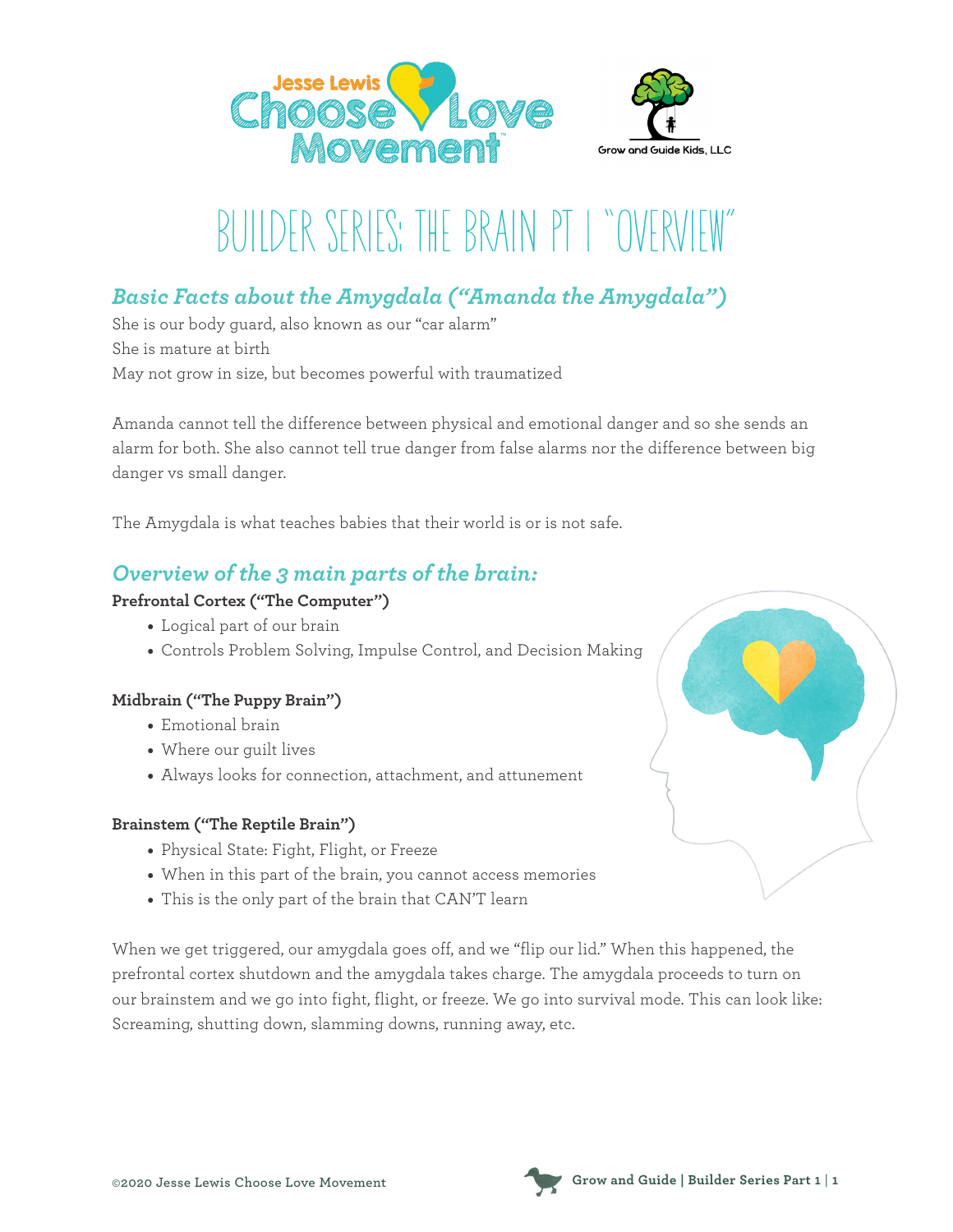# BUILDER SERIES: THE BRAIN PT I "OVERVIEW"

## *Basic Facts about the Amygdala ("Amanda the Amygdala")*

She is our body guard, also known as our "car alarm"
She is mature at birth
May not grow in size, but becomes powerful with traumatized

Amanda cannot tell the difference between physical and emotional danger and so she sends an alarm for both. She also cannot tell true danger from false alarms nor the difference between big danger vs small danger.

The Amygdala is what teaches babies that their world is or is not safe.

## *Overview of the 3 main parts of the brain:*

**Prefrontal Cortex ("The Computer")**

- Logical part of our brain
- Controls Problem Solving, Impulse Control, and Decision Making

**Midbrain ("The Puppy Brain")**

- Emotional brain
- Where our guilt lives
- Always looks for connection, attachment, and attunement

**Brainstem ("The Reptile Brain")**

- Physical State: Fight, Flight, or Freeze
- When in this part of the brain, you cannot access memories
- This is the only part of the brain that CAN'T learn

When we get triggered, our amygdala goes off, and we "flip our lid." When this happened, the prefrontal cortex shutdown and the amygdala takes charge. The amygdala proceeds to turn on our brainstem and we go into fight, flight, or freeze. We go into survival mode. This can look like: Screaming, shutting down, slamming downs, running away, etc.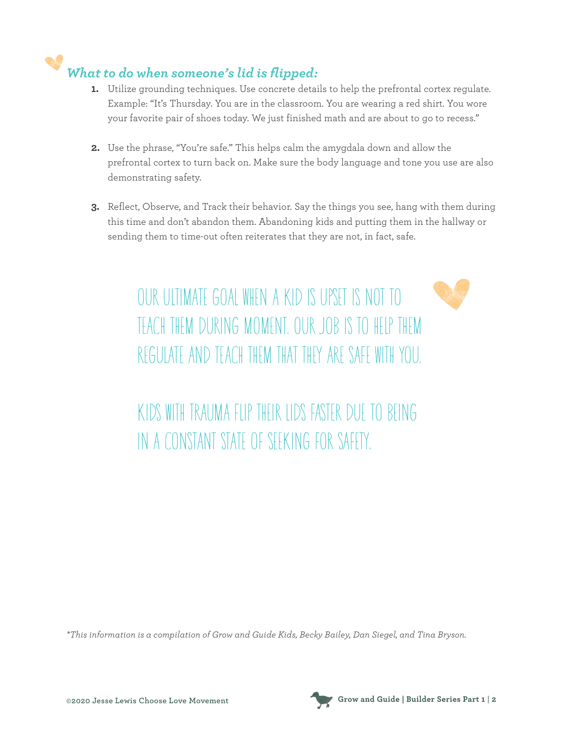## *What to do when someone's lid is flipped:*

1. Utilize grounding techniques. Use concrete details to help the prefrontal cortex regulate. Example: "It's Thursday. You are in the classroom. You are wearing a red shirt. You wore your favorite pair of shoes today. We just finished math and are about to go to recess."

2. Use the phrase, "You're safe." This helps calm the amygdala down and allow the prefrontal cortex to turn back on. Make sure the body language and tone you use are also demonstrating safety.

3. Reflect, Observe, and Track their behavior. Say the things you see, hang with them during this time and don't abandon them. Abandoning kids and putting them in the hallway or sending them to time-out often reiterates that they are not, in fact, safe.

OUR ULTIMATE GOAL WHEN A KID IS UPSET IS NOT TO TEACH THEM DURING MOMENT. OUR JOB IS TO HELP THEM REGULATE AND TEACH THEM THAT THEY ARE SAFE WITH YOU.

KIDS WITH TRAUMA FLIP THEIR LIDS FASTER DUE TO BEING IN A CONSTANT STATE OF SEEKING FOR SAFETY.

*\*This information is a compilation of Grow and Guide Kids, Becky Bailey, Dan Siegel, and Tina Bryson.*

©2020 Jesse Lewis Choose Love Movement